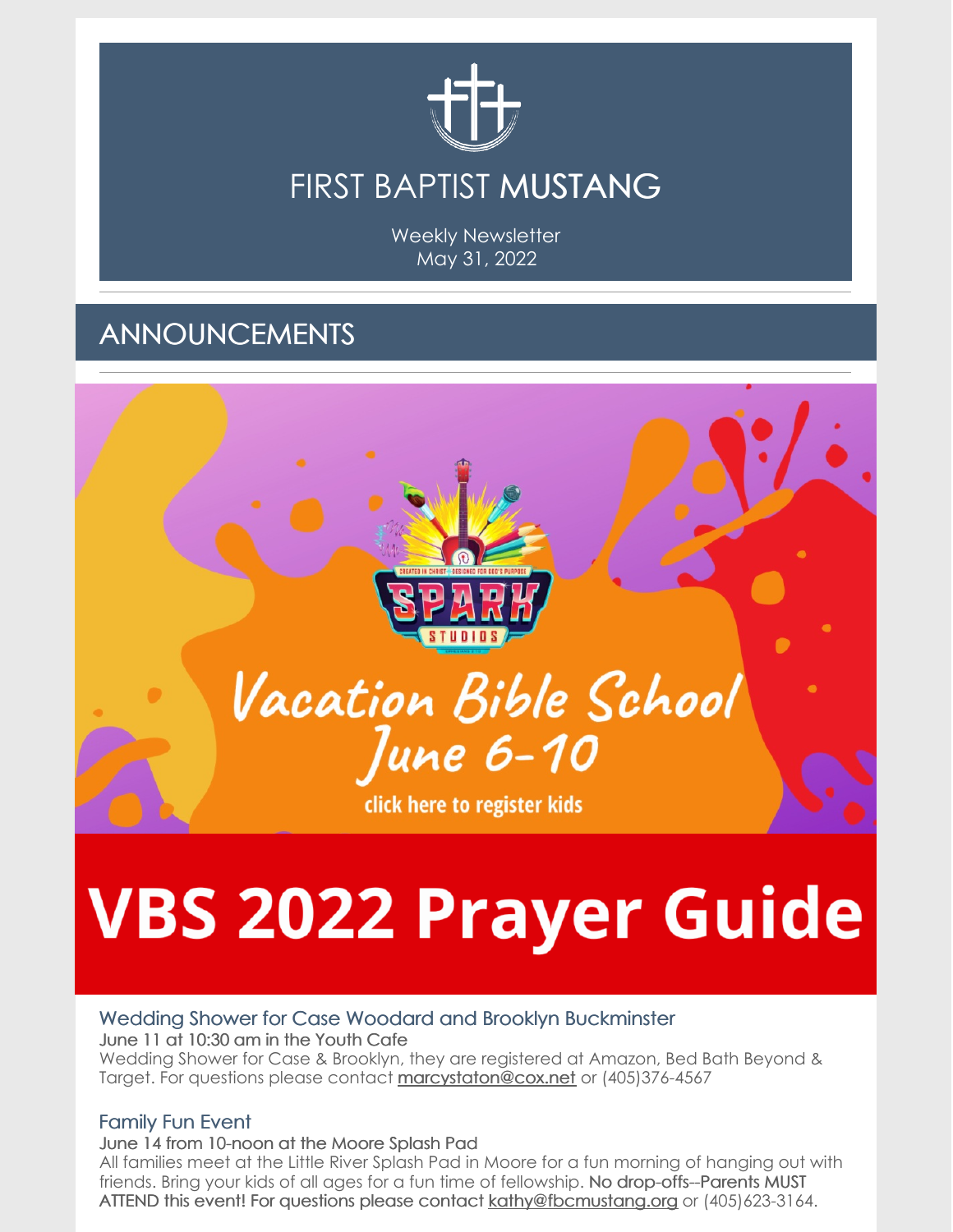# FIRST BAPTIST MUSTANG

Weekly Newsletter
May 31, 2022

## ANNOUNCEMENTS

SPARK STUDIOS

Vacation Bible School
June 6-10

click here to register kids

# VBS 2022 Prayer Guide

### Wedding Shower for Case Woodard and Brooklyn Buckminster

June 11 at 10:30 am in the Youth Cafe

Wedding Shower for Case & Brooklyn, they are registered at Amazon, Bed Bath Beyond & Target. For questions please contact marcystaton@cox.net or (405)376-4567

### Family Fun Event

June 14 from 10-noon at the Moore Splash Pad

All families meet at the Little River Splash Pad in Moore for a fun morning of hanging out with friends. Bring your kids of all ages for a fun time of fellowship. No drop-offs--Parents MUST ATTEND this event! For questions please contact kathy@fbcmustang.org or (405)623-3164.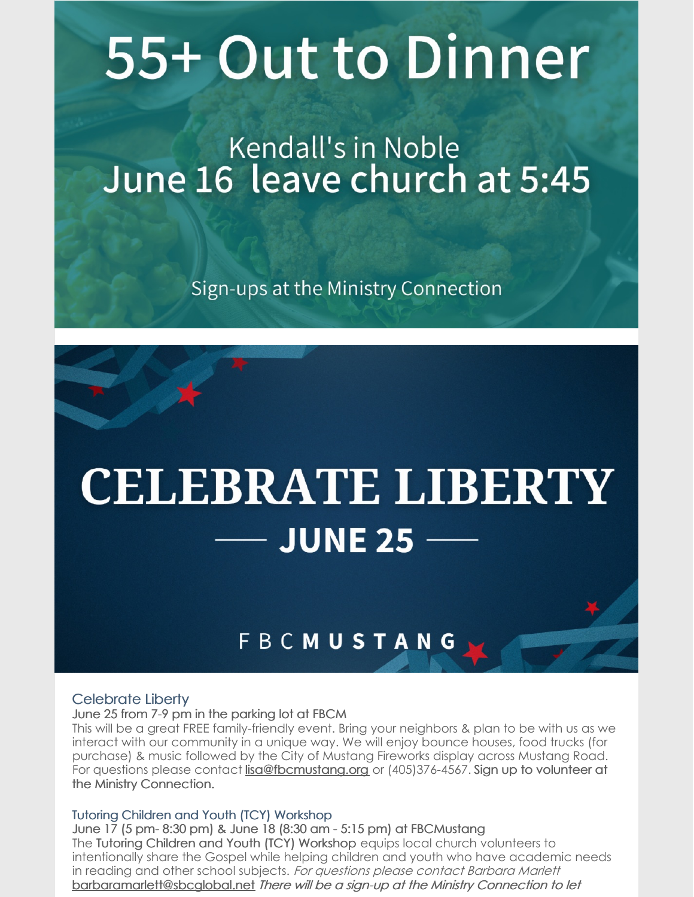# 55+ Out to Dinner

Kendall's in Noble
June 16 leave church at 5:45

Sign-ups at the Ministry Connection

# CELEBRATE LIBERTY

## JUNE 25

FBC**MUSTANG**

### Celebrate Liberty

June 25 from 7-9 pm in the parking lot at FBCM

This will be a great FREE family-friendly event. Bring your neighbors & plan to be with us as we interact with our community in a unique way. We will enjoy bounce houses, food trucks (for purchase) & music followed by the City of Mustang Fireworks display across Mustang Road. For questions please contact lisa@fbcmustang.org or (405)376-4567. Sign up to volunteer at the Ministry Connection.

### Tutoring Children and Youth (TCY) Workshop

June 17 (5 pm- 8:30 pm) & June 18 (8:30 am - 5:15 pm) at FBCMustang

The Tutoring Children and Youth (TCY) Workshop equips local church volunteers to intentionally share the Gospel while helping children and youth who have academic needs in reading and other school subjects. *For questions please contact Barbara Marlett* barbaramarlett@sbcglobal.net *There will be a sign-up at the Ministry Connection to let*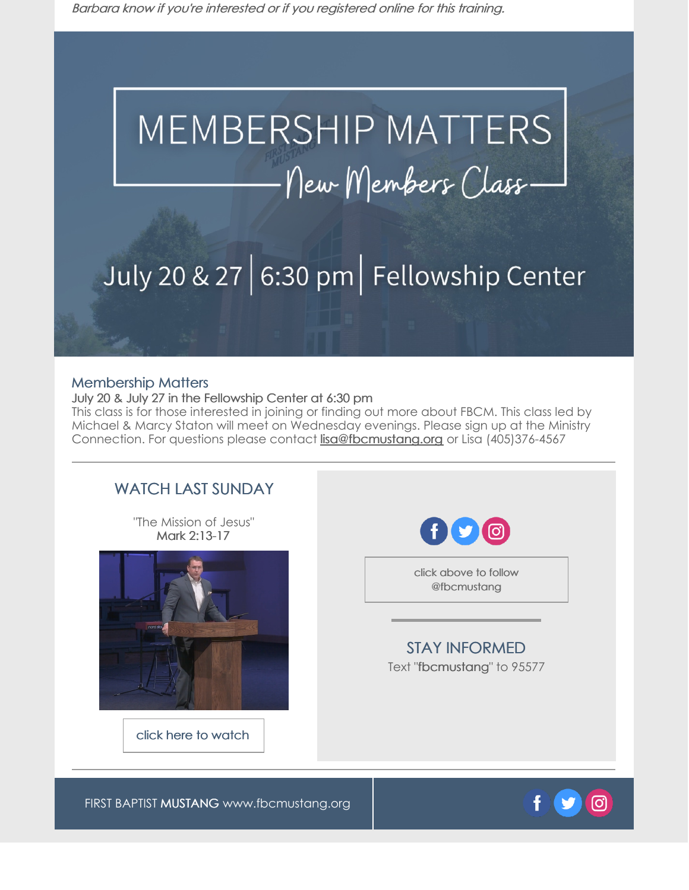*Barbara know if you're interested or if you registered online for this training.*

MEMBERSHIP MATTERS

New Members Class

July 20 & 27 | 6:30 pm | Fellowship Center

### Membership Matters

July 20 & July 27 in the Fellowship Center at 6:30 pm

This class is for those interested in joining or finding out more about FBCM. This class led by Michael & Marcy Staton will meet on Wednesday evenings. Please sign up at the Ministry Connection. For questions please contact lisa@fbcmustang.org or Lisa (405)376-4567

---

## WATCH LAST SUNDAY

"The Mission of Jesus"
Mark 2:13-17

click here to watch

click above to follow
@fbcmustang

## STAY INFORMED

Text "**fbcmustang**" to 95577

---

FIRST BAPTIST **MUSTANG** www.fbcmustang.org